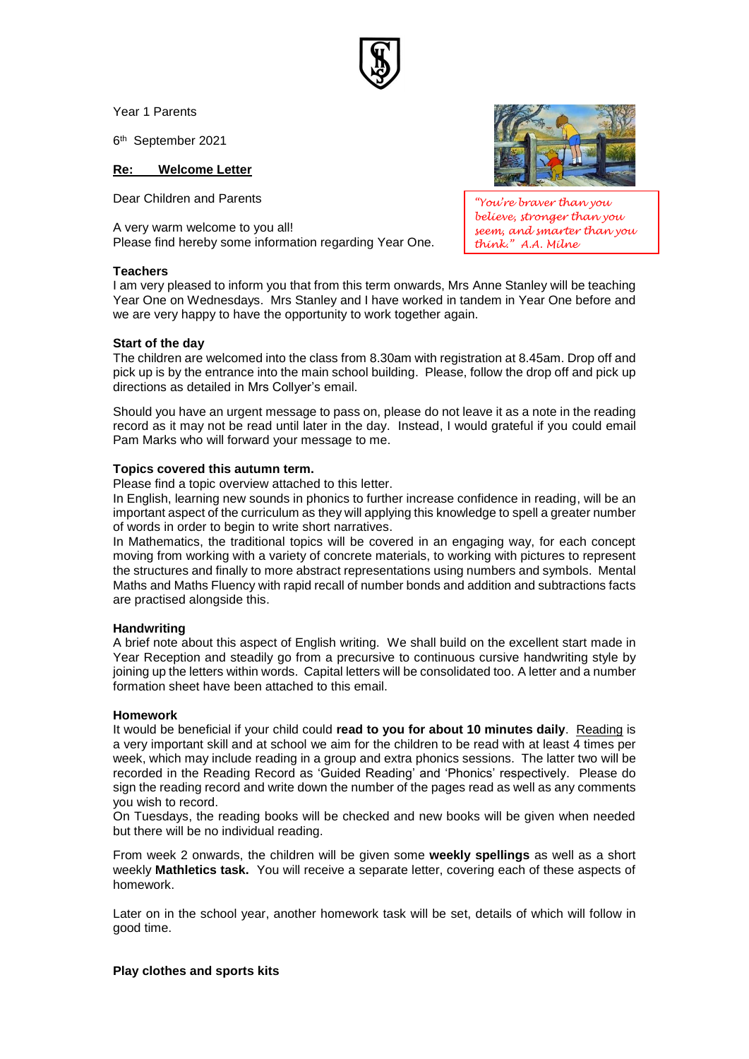Year 1 Parents

6th September 2021

**Re: Welcome Letter**

Dear Children and Parents

A very warm welcome to you all!
Please find hereby some information regarding Year One.

*"You're braver than you believe, stronger than you seem, and smarter than you think." A.A. Milne*

**Teachers**

I am very pleased to inform you that from this term onwards, Mrs Anne Stanley will be teaching Year One on Wednesdays. Mrs Stanley and I have worked in tandem in Year One before and we are very happy to have the opportunity to work together again.

**Start of the day**

The children are welcomed into the class from 8.30am with registration at 8.45am. Drop off and pick up is by the entrance into the main school building. Please, follow the drop off and pick up directions as detailed in Mrs Collyer's email.

Should you have an urgent message to pass on, please do not leave it as a note in the reading record as it may not be read until later in the day. Instead, I would grateful if you could email Pam Marks who will forward your message to me.

**Topics covered this autumn term.**

Please find a topic overview attached to this letter.

In English, learning new sounds in phonics to further increase confidence in reading, will be an important aspect of the curriculum as they will applying this knowledge to spell a greater number of words in order to begin to write short narratives.

In Mathematics, the traditional topics will be covered in an engaging way, for each concept moving from working with a variety of concrete materials, to working with pictures to represent the structures and finally to more abstract representations using numbers and symbols. Mental Maths and Maths Fluency with rapid recall of number bonds and addition and subtractions facts are practised alongside this.

**Handwriting**

A brief note about this aspect of English writing. We shall build on the excellent start made in Year Reception and steadily go from a precursive to continuous cursive handwriting style by joining up the letters within words. Capital letters will be consolidated too. A letter and a number formation sheet have been attached to this email.

**Homework**

It would be beneficial if your child could **read to you for about 10 minutes daily**. Reading is a very important skill and at school we aim for the children to be read with at least 4 times per week, which may include reading in a group and extra phonics sessions. The latter two will be recorded in the Reading Record as 'Guided Reading' and 'Phonics' respectively. Please do sign the reading record and write down the number of the pages read as well as any comments you wish to record.

On Tuesdays, the reading books will be checked and new books will be given when needed but there will be no individual reading.

From week 2 onwards, the children will be given some **weekly spellings** as well as a short weekly **Mathletics task.** You will receive a separate letter, covering each of these aspects of homework.

Later on in the school year, another homework task will be set, details of which will follow in good time.

**Play clothes and sports kits**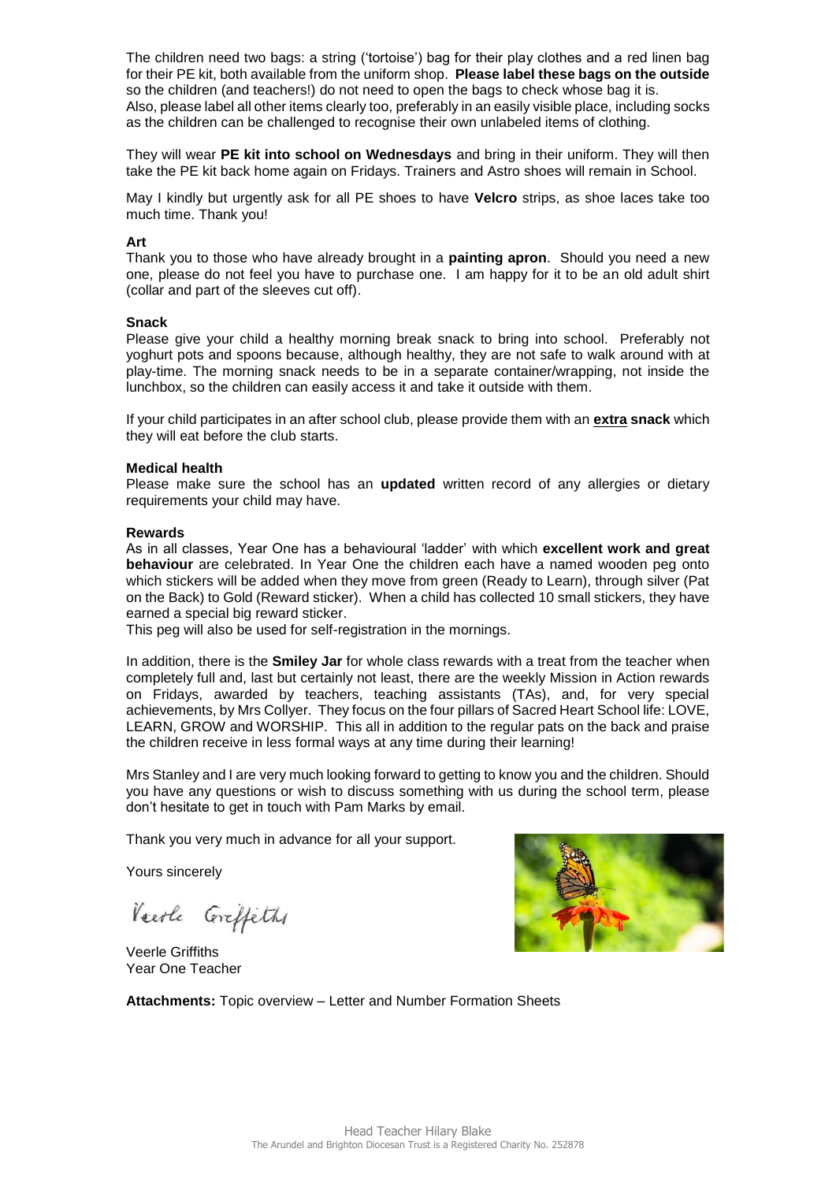The children need two bags: a string ('tortoise') bag for their play clothes and a red linen bag for their PE kit, both available from the uniform shop. **Please label these bags on the outside** so the children (and teachers!) do not need to open the bags to check whose bag it is.
Also, please label all other items clearly too, preferably in an easily visible place, including socks as the children can be challenged to recognise their own unlabeled items of clothing.

They will wear **PE kit into school on Wednesdays** and bring in their uniform. They will then take the PE kit back home again on Fridays. Trainers and Astro shoes will remain in School.

May I kindly but urgently ask for all PE shoes to have **Velcro** strips, as shoe laces take too much time. Thank you!

**Art**

Thank you to those who have already brought in a **painting apron**. Should you need a new one, please do not feel you have to purchase one. I am happy for it to be an old adult shirt (collar and part of the sleeves cut off).

**Snack**

Please give your child a healthy morning break snack to bring into school. Preferably not yoghurt pots and spoons because, although healthy, they are not safe to walk around with at play-time. The morning snack needs to be in a separate container/wrapping, not inside the lunchbox, so the children can easily access it and take it outside with them.

If your child participates in an after school club, please provide them with an **extra snack** which they will eat before the club starts.

**Medical health**

Please make sure the school has an **updated** written record of any allergies or dietary requirements your child may have.

**Rewards**

As in all classes, Year One has a behavioural 'ladder' with which **excellent work and great behaviour** are celebrated. In Year One the children each have a named wooden peg onto which stickers will be added when they move from green (Ready to Learn), through silver (Pat on the Back) to Gold (Reward sticker). When a child has collected 10 small stickers, they have earned a special big reward sticker.
This peg will also be used for self-registration in the mornings.

In addition, there is the **Smiley Jar** for whole class rewards with a treat from the teacher when completely full and, last but certainly not least, there are the weekly Mission in Action rewards on Fridays, awarded by teachers, teaching assistants (TAs), and, for very special achievements, by Mrs Collyer. They focus on the four pillars of Sacred Heart School life: LOVE, LEARN, GROW and WORSHIP. This all in addition to the regular pats on the back and praise the children receive in less formal ways at any time during their learning!

Mrs Stanley and I are very much looking forward to getting to know you and the children. Should you have any questions or wish to discuss something with us during the school term, please don't hesitate to get in touch with Pam Marks by email.

Thank you very much in advance for all your support.

Yours sincerely

Veerle Griffiths

Veerle Griffiths
Year One Teacher

**Attachments:** Topic overview – Letter and Number Formation Sheets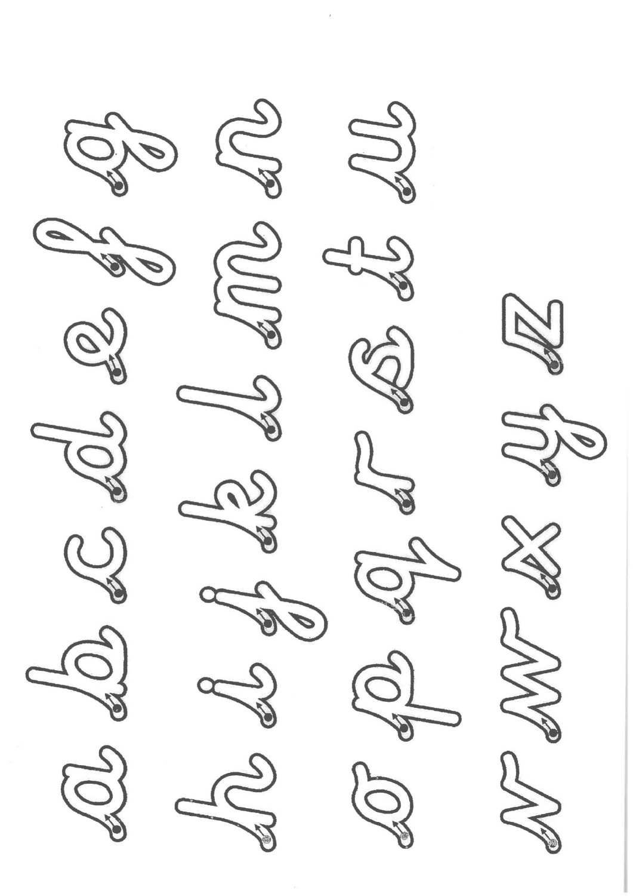a b c d e f g

h i j k l m n

o p q r s t u

v w x y z